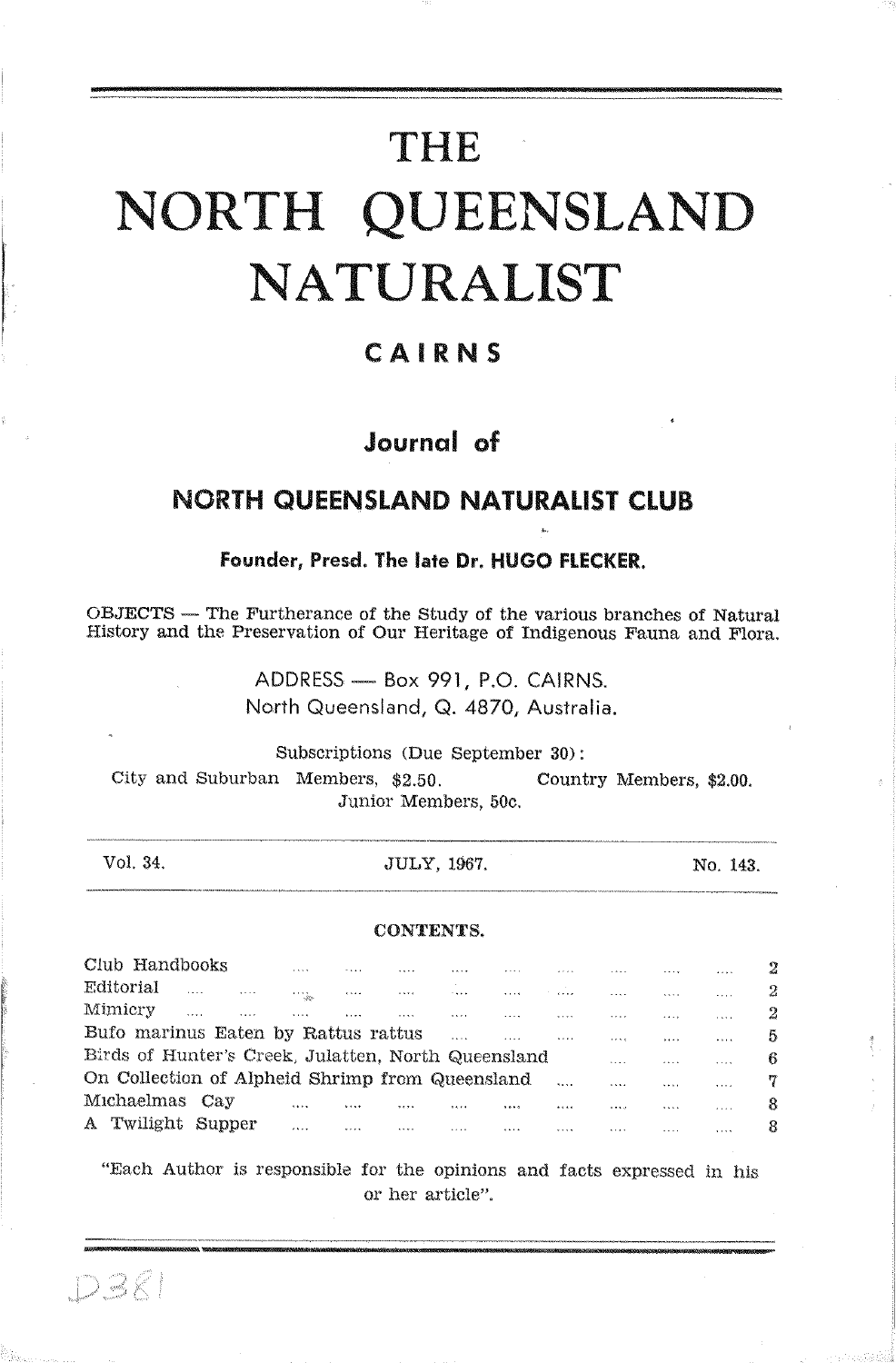# THE NORTH QUEENSLAND NATURALIST

## CAIRNS

### Journal of

### NORTH QUEENSLAND NATURALIST CLUB

**Founder, Presd. The late Dr. HUGO FLECKER.**

OBJECTS — The Furtherance of the Study of the various branches of Natural History and the Preservation of Our Heritage of Indigenous Fauna and Flora.

ADDRESS — Box 991, P.O. CAIRNS.
North Queensland, Q. 4870, Australia.

Subscriptions (Due September 30):
City and Suburban Members, $2.50. Country Members, $2.00.
Junior Members, 50c.

Vol. 34. JULY, 1967. No. 143.

**CONTENTS.**

| | |
|---|---|
| Club Handbooks | 2 |
| Editorial | 2 |
| Mimicry | 2 |
| Bufo marinus Eaten by Rattus rattus | 5 |
| Birds of Hunter's Creek, Julatten, North Queensland | 6 |
| On Collection of Alpheid Shrimp from Queensland | 7 |
| Michaelmas Cay | 8 |
| A Twilight Supper | 8 |

"Each Author is responsible for the opinions and facts expressed in his or her article".

D381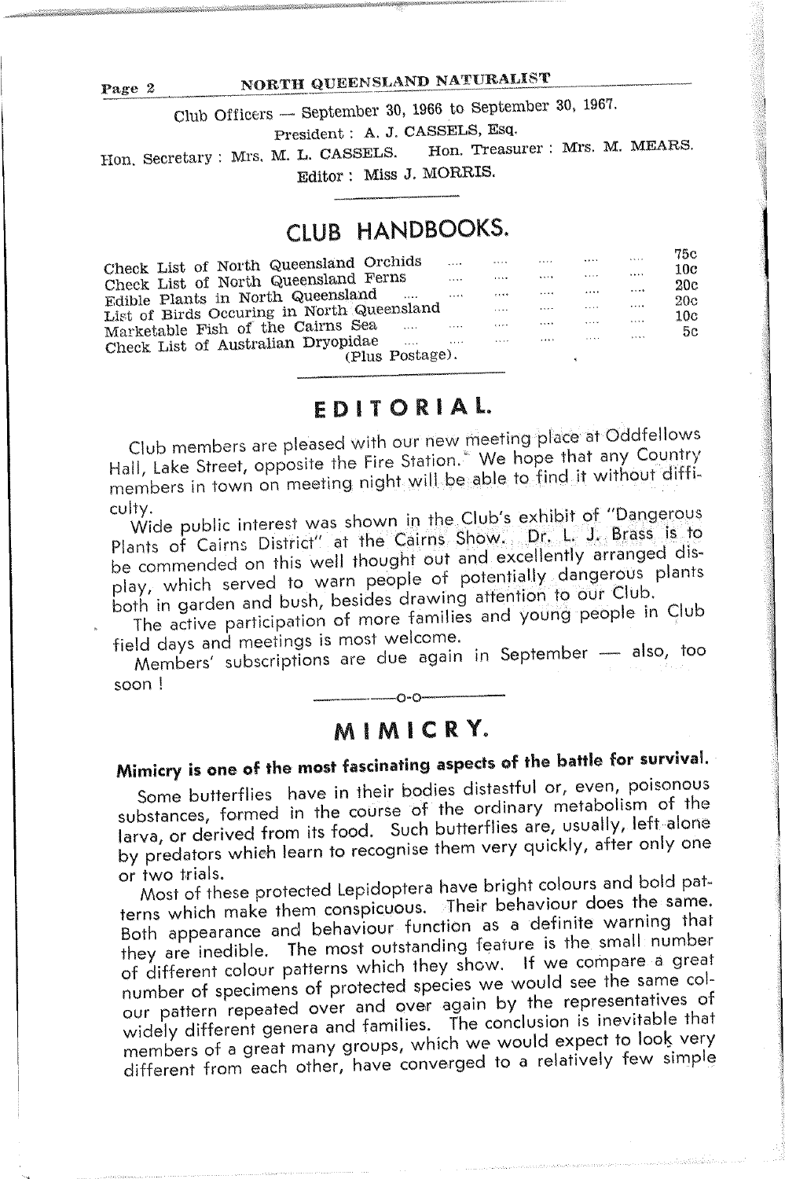Club Officers — September 30, 1966 to September 30, 1967.

President : A. J. CASSELS, Esq.

Hon. Secretary : Mrs. M. L. CASSELS. Hon. Treasurer : Mrs. M. MEARS.

Editor : Miss J. MORRIS.

## CLUB HANDBOOKS.

| | |
|---|---|
| Check List of North Queensland Orchids | 75c |
| Check List of North Queensland Ferns | 10c |
| Edible Plants in North Queensland | 20c |
| List of Birds Occuring in North Queensland | 20c |
| Marketable Fish of the Cairns Sea | 10c |
| Check List of Australian Dryopidae | 5c |

(Plus Postage).

## EDITORIAL.

Club members are pleased with our new meeting place at Oddfellows Hall, Lake Street, opposite the Fire Station. We hope that any Country members in town on meeting night will be able to find it without difficulty.

Wide public interest was shown in the Club's exhibit of "Dangerous Plants of Cairns District" at the Cairns Show. Dr. L. J. Brass is to be commended on this well thought out and excellently arranged display, which served to warn people of potentially dangerous plants both in garden and bush, besides drawing attention to our Club.

The active participation of more families and young people in Club field days and meetings is most welcome.

Members' subscriptions are due again in September — also, too soon !

## MIMICRY.

**Mimicry is one of the most fascinating aspects of the battle for survival.**

Some butterflies have in their bodies distastful or, even, poisonous substances, formed in the course of the ordinary metabolism of the larva, or derived from its food. Such butterflies are, usually, left alone by predators which learn to recognise them very quickly, after only one or two trials.

Most of these protected Lepidoptera have bright colours and bold patterns which make them conspicuous. Their behaviour does the same. Both appearance and behaviour function as a definite warning that they are inedible. The most outstanding feature is the small number of different colour patterns which they show. If we compare a great number of specimens of protected species we would see the same colour pattern repeated over and over again by the representatives of widely different genera and families. The conclusion is inevitable that members of a great many groups, which we would expect to look very different from each other, have converged to a relatively few simple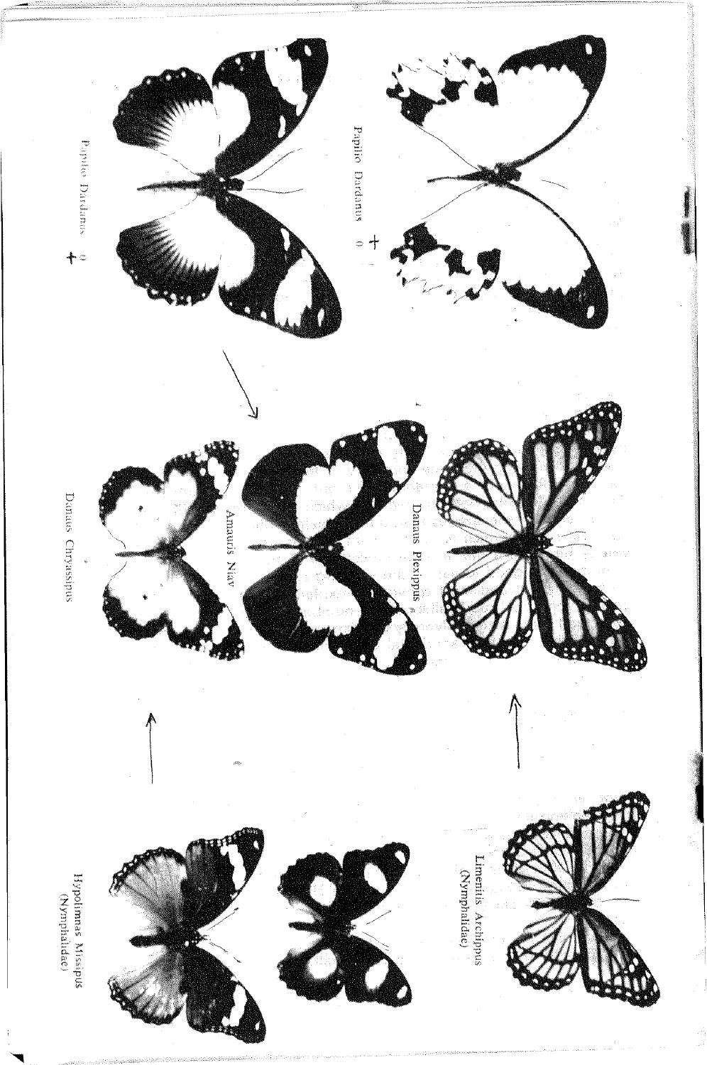Limenitis Archippus
(Nymphalidae)

Hypolimnas Misipus
(Nymphalidae)

Danaus Plexippus

Amauris Niav

Danaus Chryssipus

Papilio Dardanus ♂

Papilio Dardanus ♀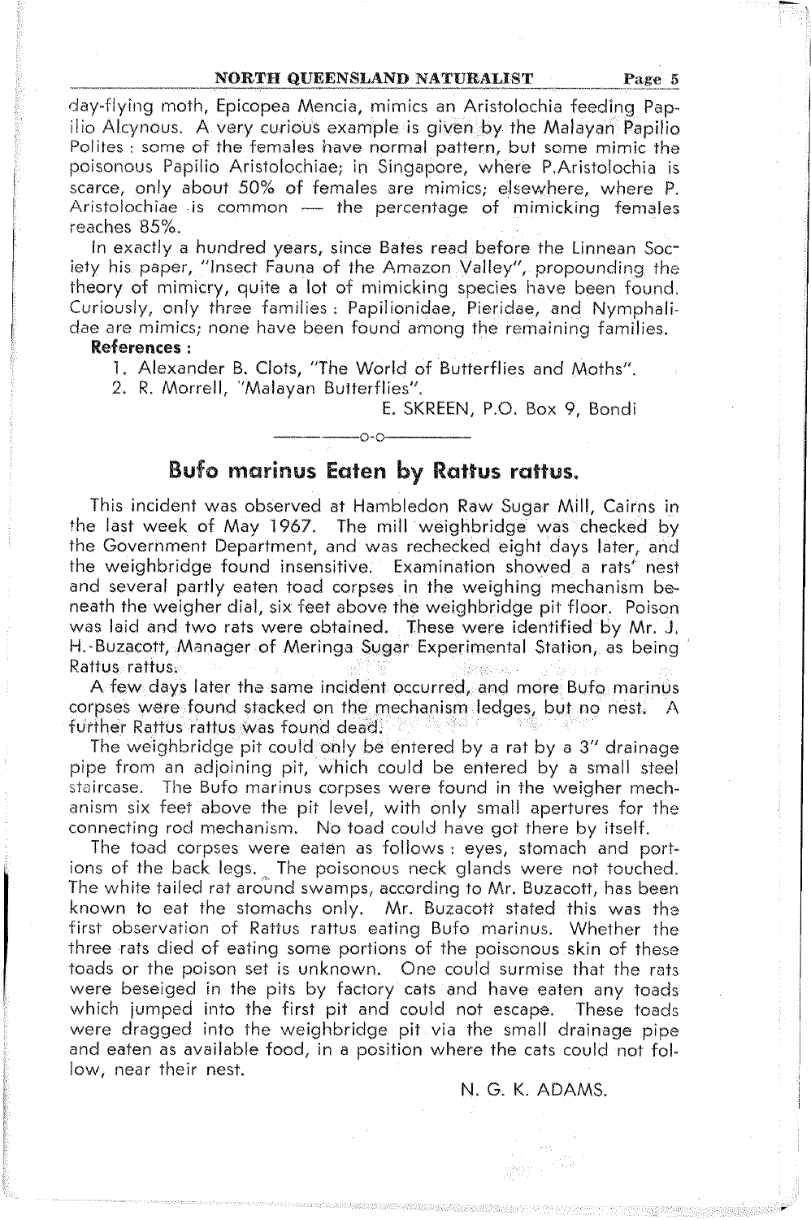day-flying moth, Epicopea Mencia, mimics an Aristolochia feeding Papilio Alcynous. A very curious example is given by the Malayan Papilio Polites : some of the females have normal pattern, but some mimic the poisonous Papilio Aristolochiae; in Singapore, where P.Aristolochia is scarce, only about 50% of females are mimics; elsewhere, where P. Aristolochiae is common — the percentage of mimicking females reaches 85%.

In exactly a hundred years, since Bates read before the Linnean Society his paper, "Insect Fauna of the Amazon Valley", propounding the theory of mimicry, quite a lot of mimicking species have been found. Curiously, only three families : Papilionidae, Pieridae, and Nymphalidae are mimics; none have been found among the remaining families.

**References :**

1. Alexander B. Clots, "The World of Butterflies and Moths".
2. R. Morrell, "Malayan Butterflies".

E. SKREEN, P.O. Box 9, Bondi

—o-o—

## Bufo marinus Eaten by Rattus rattus.

This incident was observed at Hambledon Raw Sugar Mill, Cairns in the last week of May 1967. The mill weighbridge was checked by the Government Department, and was rechecked eight days later, and the weighbridge found insensitive. Examination showed a rats' nest and several partly eaten toad corpses in the weighing mechanism beneath the weigher dial, six feet above the weighbridge pit floor. Poison was laid and two rats were obtained. These were identified by Mr. J. H. Buzacott, Manager of Meringa Sugar Experimental Station, as being Rattus rattus.

A few days later the same incident occurred, and more Bufo marinus corpses were found stacked on the mechanism ledges, but no nest. A further Rattus rattus was found dead.

The weighbridge pit could only be entered by a rat by a 3" drainage pipe from an adjoining pit, which could be entered by a small steel staircase. The Bufo marinus corpses were found in the weigher mechanism six feet above the pit level, with only small apertures for the connecting rod mechanism. No toad could have got there by itself.

The toad corpses were eaten as follows : eyes, stomach and portions of the back legs. The poisonous neck glands were not touched. The white tailed rat around swamps, according to Mr. Buzacott, has been known to eat the stomachs only. Mr. Buzacott stated this was the first observation of Rattus rattus eating Bufo marinus. Whether the three rats died of eating some portions of the poisonous skin of these toads or the poison set is unknown. One could surmise that the rats were beseiged in the pits by factory cats and have eaten any toads which jumped into the first pit and could not escape. These toads were dragged into the weighbridge pit via the small drainage pipe and eaten as available food, in a position where the cats could not follow, near their nest.

N. G. K. ADAMS.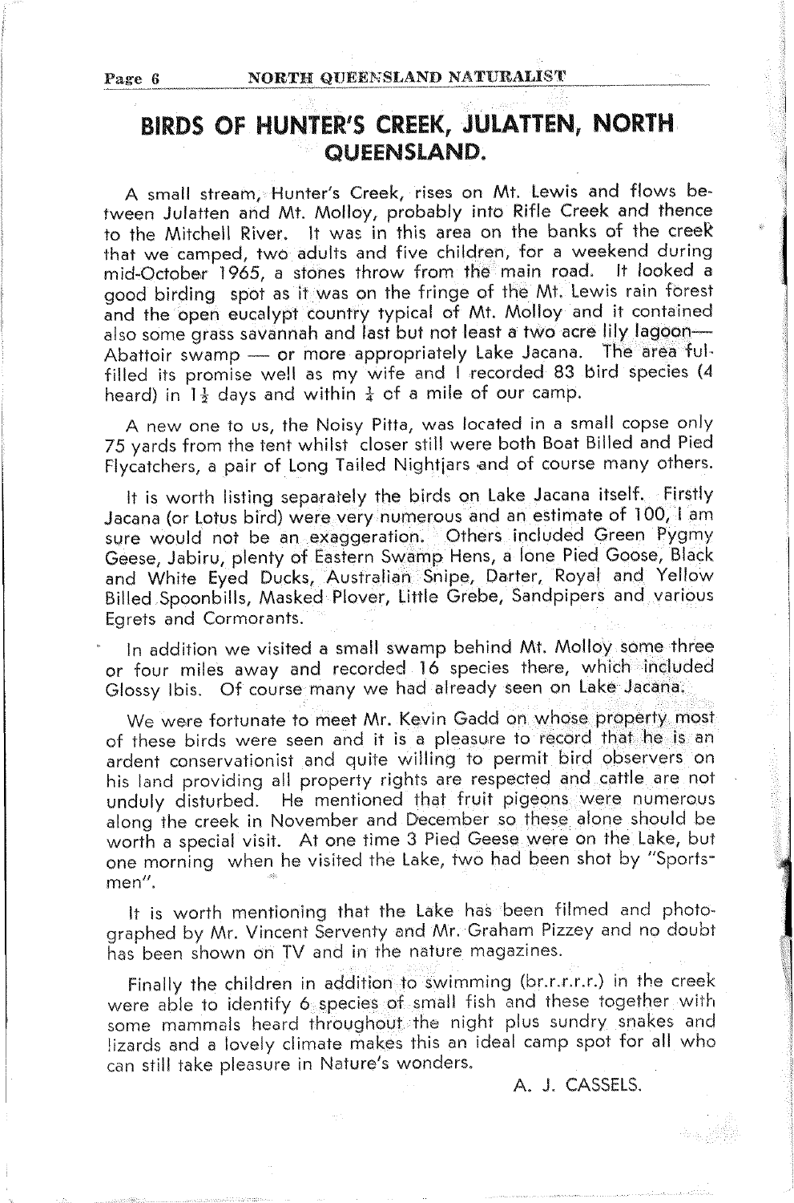# BIRDS OF HUNTER'S CREEK, JULATTEN, NORTH QUEENSLAND.

A small stream, Hunter's Creek, rises on Mt. Lewis and flows between Julatten and Mt. Molloy, probably into Rifle Creek and thence to the Mitchell River. It was in this area on the banks of the creek that we camped, two adults and five children, for a weekend during mid-October 1965, a stones throw from the main road. It looked a good birding spot as it was on the fringe of the Mt. Lewis rain forest and the open eucalypt country typical of Mt. Molloy and it contained also some grass savannah and last but not least a two acre lily lagoon— Abattoir swamp — or more appropriately Lake Jacana. The area fulfilled its promise well as my wife and I recorded 83 bird species (4 heard) in 1½ days and within ¼ of a mile of our camp.

A new one to us, the Noisy Pitta, was located in a small copse only 75 yards from the tent whilst closer still were both Boat Billed and Pied Flycatchers, a pair of Long Tailed Nightjars and of course many others.

It is worth listing separately the birds on Lake Jacana itself. Firstly Jacana (or Lotus bird) were very numerous and an estimate of 100, I am sure would not be an exaggeration. Others included Green Pygmy Geese, Jabiru, plenty of Eastern Swamp Hens, a lone Pied Goose, Black and White Eyed Ducks, Australian Snipe, Darter, Royal and Yellow Billed Spoonbills, Masked Plover, Little Grebe, Sandpipers and various Egrets and Cormorants.

In addition we visited a small swamp behind Mt. Molloy some three or four miles away and recorded 16 species there, which included Glossy Ibis. Of course many we had already seen on Lake Jacana.

We were fortunate to meet Mr. Kevin Gadd on whose property most of these birds were seen and it is a pleasure to record that he is an ardent conservationist and quite willing to permit bird observers on his land providing all property rights are respected and cattle are not unduly disturbed. He mentioned that fruit pigeons were numerous along the creek in November and December so these alone should be worth a special visit. At one time 3 Pied Geese were on the Lake, but one morning when he visited the Lake, two had been shot by "Sportsmen".

It is worth mentioning that the Lake has been filmed and photographed by Mr. Vincent Serventy and Mr. Graham Pizzey and no doubt has been shown on TV and in the nature magazines.

Finally the children in addition to swimming (br.r.r.r.r.) in the creek were able to identify 6 species of small fish and these together with some mammals heard throughout the night plus sundry snakes and lizards and a lovely climate makes this an ideal camp spot for all who can still take pleasure in Nature's wonders.

A. J. CASSELS.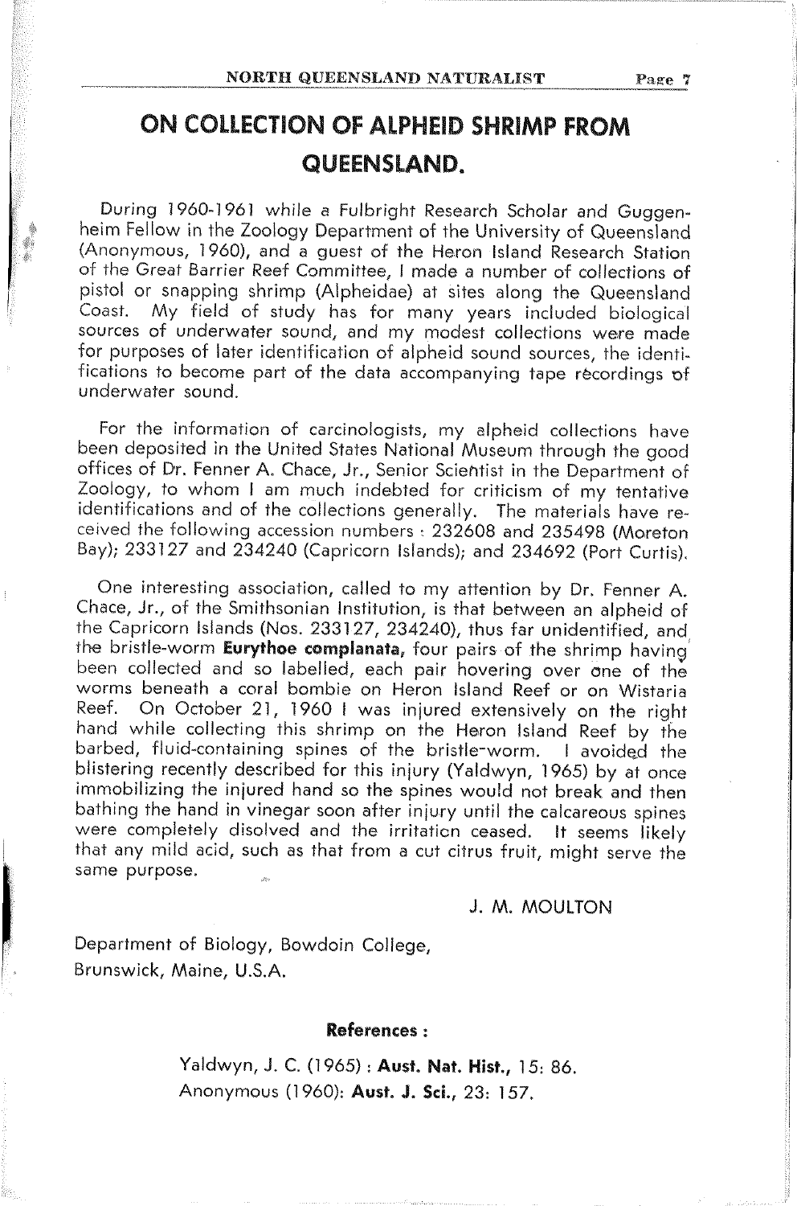# ON COLLECTION OF ALPHEID SHRIMP FROM QUEENSLAND.

During 1960-1961 while a Fulbright Research Scholar and Guggenheim Fellow in the Zoology Department of the University of Queensland (Anonymous, 1960), and a guest of the Heron Island Research Station of the Great Barrier Reef Committee, I made a number of collections of pistol or snapping shrimp (Alpheidae) at sites along the Queensland Coast. My field of study has for many years included biological sources of underwater sound, and my modest collections were made for purposes of later identification of alpheid sound sources, the identifications to become part of the data accompanying tape recordings of underwater sound.

For the information of carcinologists, my alpheid collections have been deposited in the United States National Museum through the good offices of Dr. Fenner A. Chace, Jr., Senior Scientist in the Department of Zoology, to whom I am much indebted for criticism of my tentative identifications and of the collections generally. The materials have received the following accession numbers : 232608 and 235498 (Moreton Bay); 233127 and 234240 (Capricorn Islands); and 234692 (Port Curtis).

One interesting association, called to my attention by Dr. Fenner A. Chace, Jr., of the Smithsonian Institution, is that between an alpheid of the Capricorn Islands (Nos. 233127, 234240), thus far unidentified, and the bristle-worm **Eurythoe complanata,** four pairs of the shrimp having been collected and so labelled, each pair hovering over one of the worms beneath a coral bombie on Heron Island Reef or on Wistaria Reef. On October 21, 1960 I was injured extensively on the right hand while collecting this shrimp on the Heron Island Reef by the barbed, fluid-containing spines of the bristle-worm. I avoided the blistering recently described for this injury (Yaldwyn, 1965) by at once immobilizing the injured hand so the spines would not break and then bathing the hand in vinegar soon after injury until the calcareous spines were completely disolved and the irritation ceased. It seems likely that any mild acid, such as that from a cut citrus fruit, might serve the same purpose.

J. M. MOULTON

Department of Biology, Bowdoin College,
Brunswick, Maine, U.S.A.

**References :**

Yaldwyn, J. C. (1965) : **Aust. Nat. Hist.,** 15: 86.
Anonymous (1960): **Aust. J. Sci.,** 23: 157.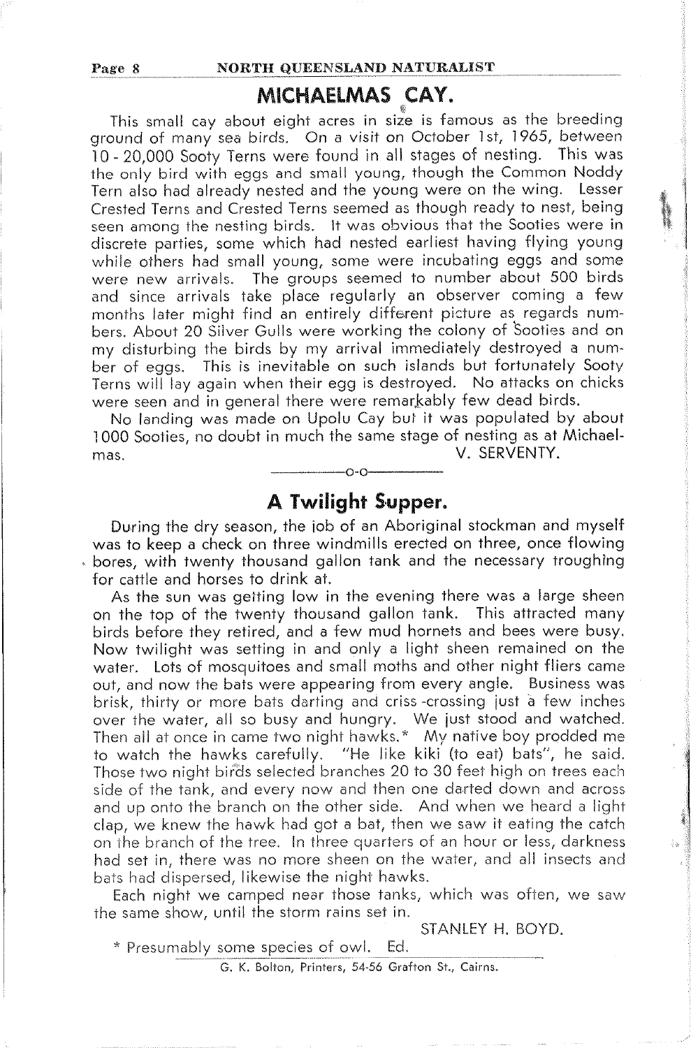## MICHAELMAS CAY.

This small cay about eight acres in size is famous as the breeding ground of many sea birds. On a visit on October 1st, 1965, between 10 - 20,000 Sooty Terns were found in all stages of nesting. This was the only bird with eggs and small young, though the Common Noddy Tern also had already nested and the young were on the wing. Lesser Crested Terns and Crested Terns seemed as though ready to nest, being seen among the nesting birds. It was obvious that the Sooties were in discrete parties, some which had nested earliest having flying young while others had small young, some were incubating eggs and some were new arrivals. The groups seemed to number about 500 birds and since arrivals take place regularly an observer coming a few months later might find an entirely different picture as regards numbers. About 20 Silver Gulls were working the colony of Sooties and on my disturbing the birds by my arrival immediately destroyed a number of eggs. This is inevitable on such islands but fortunately Sooty Terns will lay again when their egg is destroyed. No attacks on chicks were seen and in general there were remarkably few dead birds.

No landing was made on Upolu Cay but it was populated by about 1000 Sooties, no doubt in much the same stage of nesting as at Michaelmas.

V. SERVENTY.

---

## A Twilight Supper.

During the dry season, the job of an Aboriginal stockman and myself was to keep a check on three windmills erected on three, once flowing bores, with twenty thousand gallon tank and the necessary troughing for cattle and horses to drink at.

As the sun was getting low in the evening there was a large sheen on the top of the twenty thousand gallon tank. This attracted many birds before they retired, and a few mud hornets and bees were busy. Now twilight was setting in and only a light sheen remained on the water. Lots of mosquitoes and small moths and other night fliers came out, and now the bats were appearing from every angle. Business was brisk, thirty or more bats darting and criss-crossing just a few inches over the water, all so busy and hungry. We just stood and watched. Then all at once in came two night hawks.* My native boy prodded me to watch the hawks carefully. "He like kiki (to eat) bats", he said. Those two night birds selected branches 20 to 30 feet high on trees each side of the tank, and every now and then one darted down and across and up onto the branch on the other side. And when we heard a light clap, we knew the hawk had got a bat, then we saw it eating the catch on the branch of the tree. In three quarters of an hour or less, darkness had set in, there was no more sheen on the water, and all insects and bats had dispersed, likewise the night hawks.

Each night we camped near those tanks, which was often, we saw the same show, until the storm rains set in.

STANLEY H. BOYD.

\* Presumably some species of owl. Ed.

G. K. Bolton, Printers, 54-56 Grafton St., Cairns.